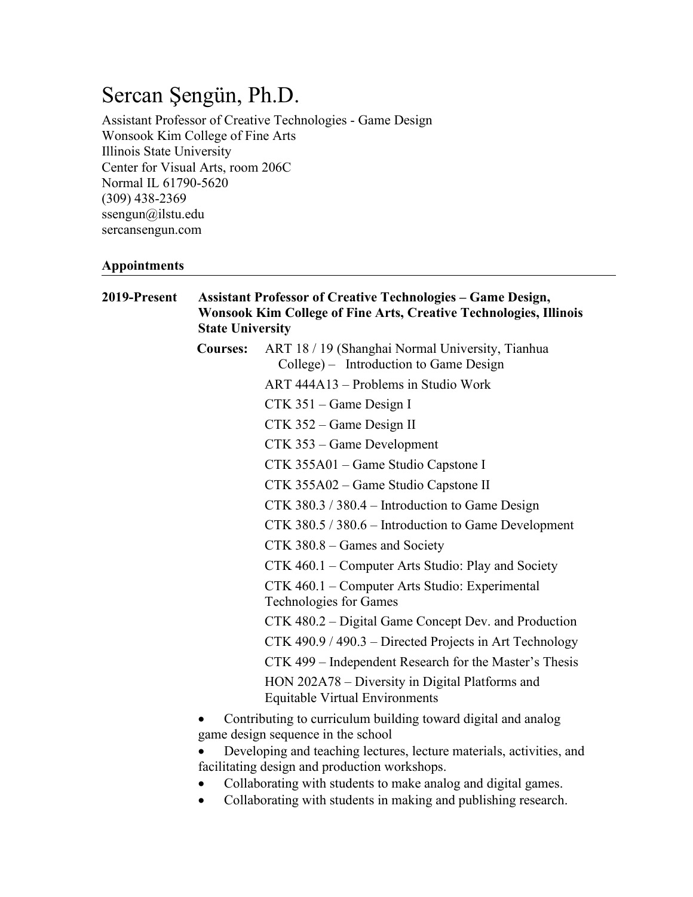# Sercan Şengün, Ph.D.

Assistant Professor of Creative Technologies - Game Design
Wonsook Kim College of Fine Arts
Illinois State University
Center for Visual Arts, room 206C
Normal IL 61790-5620
(309) 438-2369
ssengun@ilstu.edu
sercansengun.com

## Appointments

**2019-Present** **Assistant Professor of Creative Technologies – Game Design, Wonsook Kim College of Fine Arts, Creative Technologies, Illinois State University**

**Courses:**

- ART 18 / 19 (Shanghai Normal University, Tianhua College) – Introduction to Game Design
- ART 444A13 – Problems in Studio Work
- CTK 351 – Game Design I
- CTK 352 – Game Design II
- CTK 353 – Game Development
- CTK 355A01 – Game Studio Capstone I
- CTK 355A02 – Game Studio Capstone II
- CTK 380.3 / 380.4 – Introduction to Game Design
- CTK 380.5 / 380.6 – Introduction to Game Development
- CTK 380.8 – Games and Society
- CTK 460.1 – Computer Arts Studio: Play and Society
- CTK 460.1 – Computer Arts Studio: Experimental Technologies for Games
- CTK 480.2 – Digital Game Concept Dev. and Production
- CTK 490.9 / 490.3 – Directed Projects in Art Technology
- CTK 499 – Independent Research for the Master's Thesis
- HON 202A78 – Diversity in Digital Platforms and Equitable Virtual Environments

- Contributing to curriculum building toward digital and analog game design sequence in the school
- Developing and teaching lectures, lecture materials, activities, and facilitating design and production workshops.
- Collaborating with students to make analog and digital games.
- Collaborating with students in making and publishing research.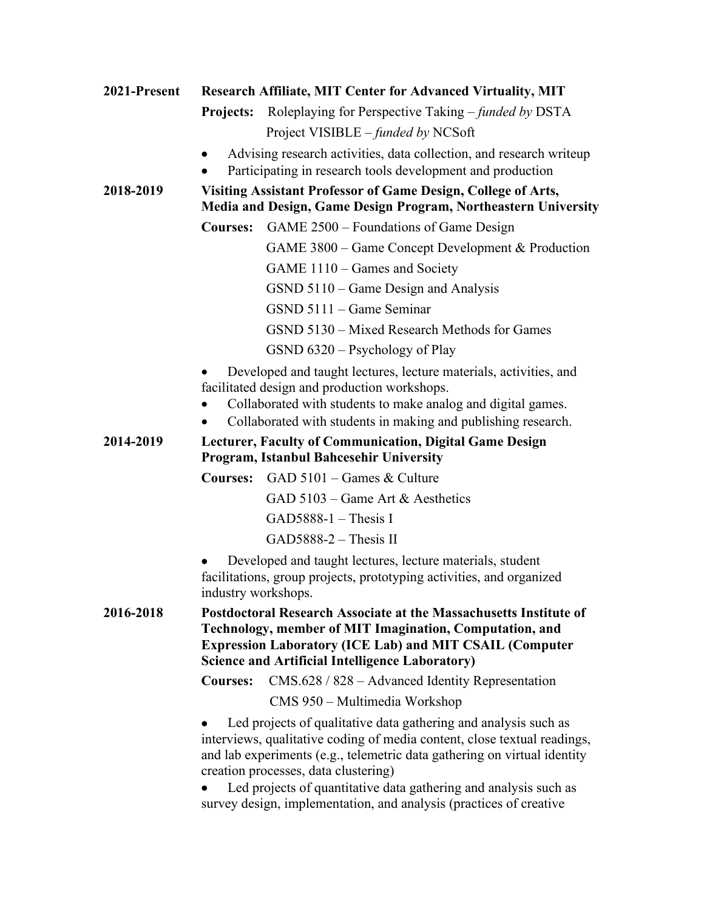**2021-Present** **Research Affiliate, MIT Center for Advanced Virtuality, MIT**

**Projects:** Roleplaying for Perspective Taking – *funded by* DSTA
Project VISIBLE – *funded by* NCSoft

- Advising research activities, data collection, and research writeup
- Participating in research tools development and production

**2018-2019** **Visiting Assistant Professor of Game Design, College of Arts, Media and Design, Game Design Program, Northeastern University**

**Courses:** GAME 2500 – Foundations of Game Design
GAME 3800 – Game Concept Development & Production
GAME 1110 – Games and Society
GSND 5110 – Game Design and Analysis
GSND 5111 – Game Seminar
GSND 5130 – Mixed Research Methods for Games
GSND 6320 – Psychology of Play

- Developed and taught lectures, lecture materials, activities, and facilitated design and production workshops.
- Collaborated with students to make analog and digital games.
- Collaborated with students in making and publishing research.

**2014-2019** **Lecturer, Faculty of Communication, Digital Game Design Program, Istanbul Bahcesehir University**

**Courses:** GAD 5101 – Games & Culture
GAD 5103 – Game Art & Aesthetics
GAD5888-1 – Thesis I
GAD5888-2 – Thesis II

- Developed and taught lectures, lecture materials, student facilitations, group projects, prototyping activities, and organized industry workshops.

**2016-2018** **Postdoctoral Research Associate at the Massachusetts Institute of Technology, member of MIT Imagination, Computation, and Expression Laboratory (ICE Lab) and MIT CSAIL (Computer Science and Artificial Intelligence Laboratory)**

**Courses:** CMS.628 / 828 – Advanced Identity Representation
CMS 950 – Multimedia Workshop

- Led projects of qualitative data gathering and analysis such as interviews, qualitative coding of media content, close textual readings, and lab experiments (e.g., telemetric data gathering on virtual identity creation processes, data clustering)
- Led projects of quantitative data gathering and analysis such as survey design, implementation, and analysis (practices of creative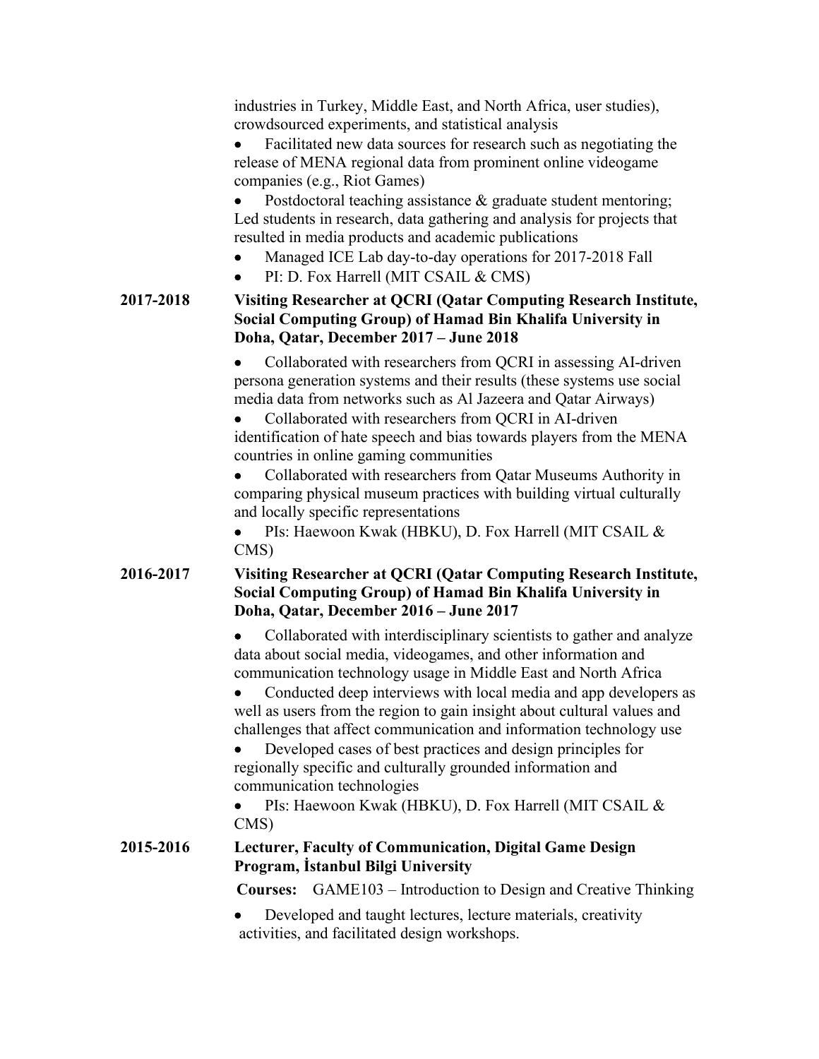industries in Turkey, Middle East, and North Africa, user studies), crowdsourced experiments, and statistical analysis

- Facilitated new data sources for research such as negotiating the release of MENA regional data from prominent online videogame companies (e.g., Riot Games)
- Postdoctoral teaching assistance & graduate student mentoring; Led students in research, data gathering and analysis for projects that resulted in media products and academic publications
- Managed ICE Lab day-to-day operations for 2017-2018 Fall
- PI: D. Fox Harrell (MIT CSAIL & CMS)

**2017-2018** **Visiting Researcher at QCRI (Qatar Computing Research Institute, Social Computing Group) of Hamad Bin Khalifa University in Doha, Qatar, December 2017 – June 2018**

- Collaborated with researchers from QCRI in assessing AI-driven persona generation systems and their results (these systems use social media data from networks such as Al Jazeera and Qatar Airways)
- Collaborated with researchers from QCRI in AI-driven identification of hate speech and bias towards players from the MENA countries in online gaming communities
- Collaborated with researchers from Qatar Museums Authority in comparing physical museum practices with building virtual culturally and locally specific representations
- PIs: Haewoon Kwak (HBKU), D. Fox Harrell (MIT CSAIL & CMS)

**2016-2017** **Visiting Researcher at QCRI (Qatar Computing Research Institute, Social Computing Group) of Hamad Bin Khalifa University in Doha, Qatar, December 2016 – June 2017**

- Collaborated with interdisciplinary scientists to gather and analyze data about social media, videogames, and other information and communication technology usage in Middle East and North Africa
- Conducted deep interviews with local media and app developers as well as users from the region to gain insight about cultural values and challenges that affect communication and information technology use
- Developed cases of best practices and design principles for regionally specific and culturally grounded information and communication technologies
- PIs: Haewoon Kwak (HBKU), D. Fox Harrell (MIT CSAIL & CMS)

**2015-2016** **Lecturer, Faculty of Communication, Digital Game Design Program, İstanbul Bilgi University**

**Courses:** GAME103 – Introduction to Design and Creative Thinking

- Developed and taught lectures, lecture materials, creativity activities, and facilitated design workshops.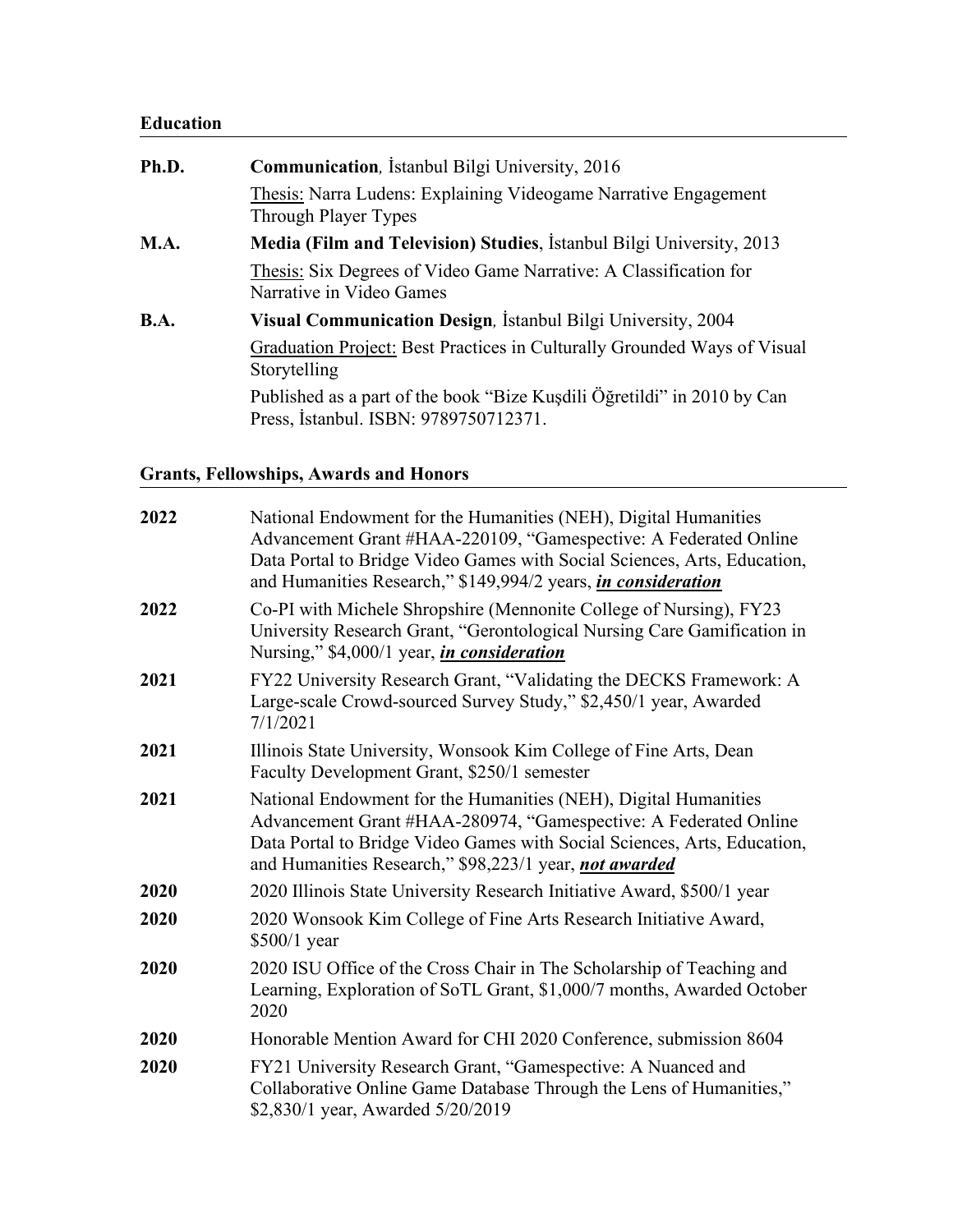## Education

**Ph.D.** **Communication**, İstanbul Bilgi University, 2016

Thesis: Narra Ludens: Explaining Videogame Narrative Engagement Through Player Types

**M.A.** **Media (Film and Television) Studies**, İstanbul Bilgi University, 2013

Thesis: Six Degrees of Video Game Narrative: A Classification for Narrative in Video Games

**B.A.** **Visual Communication Design**, İstanbul Bilgi University, 2004

Graduation Project: Best Practices in Culturally Grounded Ways of Visual Storytelling

Published as a part of the book "Bize Kuşdili Öğretildi" in 2010 by Can Press, İstanbul. ISBN: 9789750712371.

## Grants, Fellowships, Awards and Honors

**2022** National Endowment for the Humanities (NEH), Digital Humanities Advancement Grant #HAA-220109, "Gamespective: A Federated Online Data Portal to Bridge Video Games with Social Sciences, Arts, Education, and Humanities Research," $149,994/2 years, ***in consideration***

**2022** Co-PI with Michele Shropshire (Mennonite College of Nursing), FY23 University Research Grant, "Gerontological Nursing Care Gamification in Nursing," $4,000/1 year, ***in consideration***

**2021** FY22 University Research Grant, "Validating the DECKS Framework: A Large-scale Crowd-sourced Survey Study," $2,450/1 year, Awarded 7/1/2021

**2021** Illinois State University, Wonsook Kim College of Fine Arts, Dean Faculty Development Grant, $250/1 semester

**2021** National Endowment for the Humanities (NEH), Digital Humanities Advancement Grant #HAA-280974, "Gamespective: A Federated Online Data Portal to Bridge Video Games with Social Sciences, Arts, Education, and Humanities Research," $98,223/1 year, ***not awarded***

**2020** 2020 Illinois State University Research Initiative Award, $500/1 year

**2020** 2020 Wonsook Kim College of Fine Arts Research Initiative Award, $500/1 year

**2020** 2020 ISU Office of the Cross Chair in The Scholarship of Teaching and Learning, Exploration of SoTL Grant, $1,000/7 months, Awarded October 2020

**2020** Honorable Mention Award for CHI 2020 Conference, submission 8604

**2020** FY21 University Research Grant, "Gamespective: A Nuanced and Collaborative Online Game Database Through the Lens of Humanities," $2,830/1 year, Awarded 5/20/2019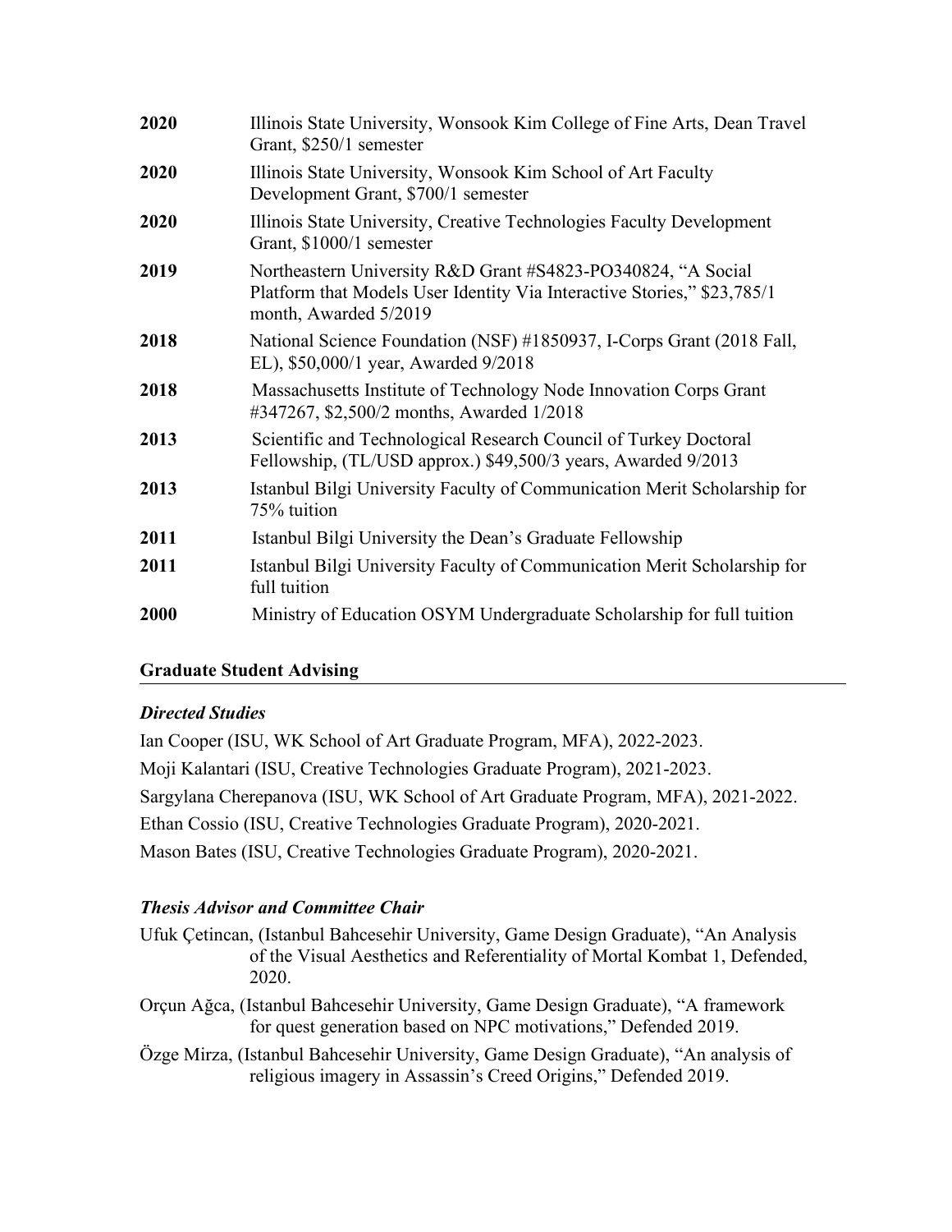| | |
|---|---|
| **2020** | Illinois State University, Wonsook Kim College of Fine Arts, Dean Travel Grant, $250/1 semester |
| **2020** | Illinois State University, Wonsook Kim School of Art Faculty Development Grant, $700/1 semester |
| **2020** | Illinois State University, Creative Technologies Faculty Development Grant, $1000/1 semester |
| **2019** | Northeastern University R&D Grant #S4823-PO340824, "A Social Platform that Models User Identity Via Interactive Stories," $23,785/1 month, Awarded 5/2019 |
| **2018** | National Science Foundation (NSF) #1850937, I-Corps Grant (2018 Fall, EL), $50,000/1 year, Awarded 9/2018 |
| **2018** | Massachusetts Institute of Technology Node Innovation Corps Grant #347267, $2,500/2 months, Awarded 1/2018 |
| **2013** | Scientific and Technological Research Council of Turkey Doctoral Fellowship, (TL/USD approx.) $49,500/3 years, Awarded 9/2013 |
| **2013** | Istanbul Bilgi University Faculty of Communication Merit Scholarship for 75% tuition |
| **2011** | Istanbul Bilgi University the Dean's Graduate Fellowship |
| **2011** | Istanbul Bilgi University Faculty of Communication Merit Scholarship for full tuition |
| **2000** | Ministry of Education OSYM Undergraduate Scholarship for full tuition |

## Graduate Student Advising

### *Directed Studies*

Ian Cooper (ISU, WK School of Art Graduate Program, MFA), 2022-2023.

Moji Kalantari (ISU, Creative Technologies Graduate Program), 2021-2023.

Sargylana Cherepanova (ISU, WK School of Art Graduate Program, MFA), 2021-2022.

Ethan Cossio (ISU, Creative Technologies Graduate Program), 2020-2021.

Mason Bates (ISU, Creative Technologies Graduate Program), 2020-2021.

### *Thesis Advisor and Committee Chair*

Ufuk Çetincan, (Istanbul Bahcesehir University, Game Design Graduate), "An Analysis of the Visual Aesthetics and Referentiality of Mortal Kombat 1, Defended, 2020.

Orçun Ağca, (Istanbul Bahcesehir University, Game Design Graduate), "A framework for quest generation based on NPC motivations," Defended 2019.

Özge Mirza, (Istanbul Bahcesehir University, Game Design Graduate), "An analysis of religious imagery in Assassin's Creed Origins," Defended 2019.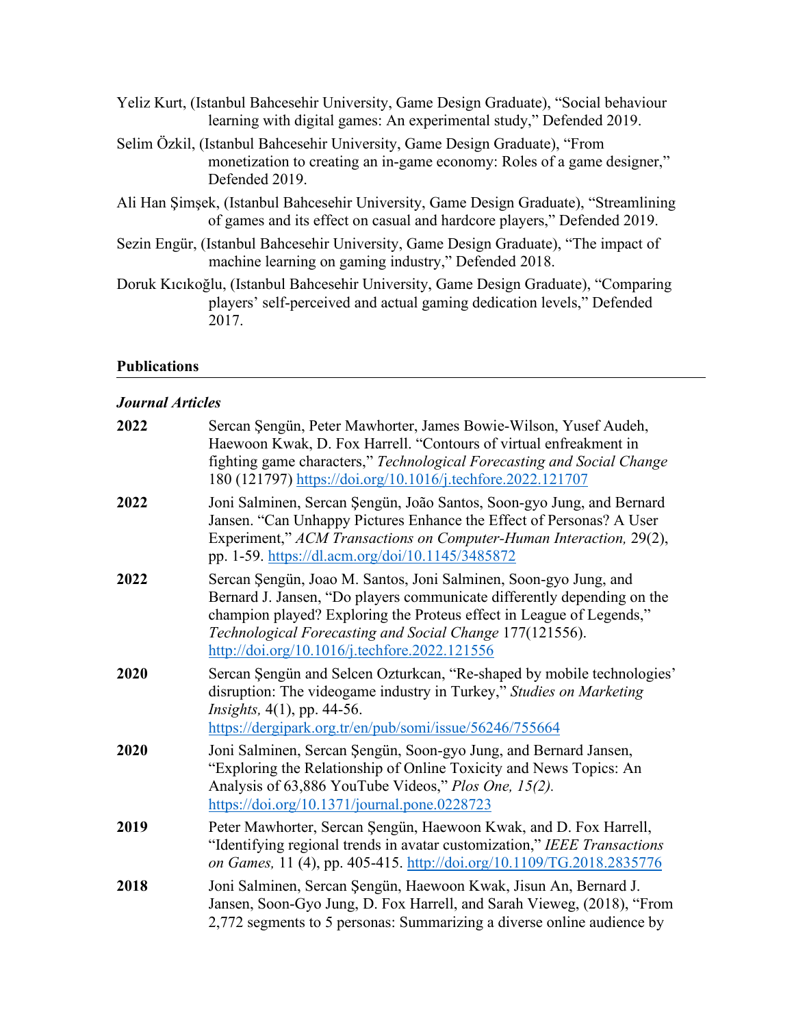Yeliz Kurt, (Istanbul Bahcesehir University, Game Design Graduate), "Social behaviour learning with digital games: An experimental study," Defended 2019.

Selim Özkil, (Istanbul Bahcesehir University, Game Design Graduate), "From monetization to creating an in-game economy: Roles of a game designer," Defended 2019.

Ali Han Şimşek, (Istanbul Bahcesehir University, Game Design Graduate), "Streamlining of games and its effect on casual and hardcore players," Defended 2019.

Sezin Engür, (Istanbul Bahcesehir University, Game Design Graduate), "The impact of machine learning on gaming industry," Defended 2018.

Doruk Kıcıkoğlu, (Istanbul Bahcesehir University, Game Design Graduate), "Comparing players' self-perceived and actual gaming dedication levels," Defended 2017.

## Publications

### *Journal Articles*

**2022** Sercan Şengün, Peter Mawhorter, James Bowie-Wilson, Yusef Audeh, Haewoon Kwak, D. Fox Harrell. "Contours of virtual enfreakment in fighting game characters," *Technological Forecasting and Social Change* 180 (121797) https://doi.org/10.1016/j.techfore.2022.121707

**2022** Joni Salminen, Sercan Şengün, João Santos, Soon-gyo Jung, and Bernard Jansen. "Can Unhappy Pictures Enhance the Effect of Personas? A User Experiment," *ACM Transactions on Computer-Human Interaction,* 29(2), pp. 1-59. https://dl.acm.org/doi/10.1145/3485872

**2022** Sercan Şengün, Joao M. Santos, Joni Salminen, Soon-gyo Jung, and Bernard J. Jansen, "Do players communicate differently depending on the champion played? Exploring the Proteus effect in League of Legends," *Technological Forecasting and Social Change* 177(121556). http://doi.org/10.1016/j.techfore.2022.121556

**2020** Sercan Şengün and Selcen Ozturkcan, "Re-shaped by mobile technologies' disruption: The videogame industry in Turkey," *Studies on Marketing Insights,* 4(1), pp. 44-56. https://dergipark.org.tr/en/pub/somi/issue/56246/755664

**2020** Joni Salminen, Sercan Şengün, Soon-gyo Jung, and Bernard Jansen, "Exploring the Relationship of Online Toxicity and News Topics: An Analysis of 63,886 YouTube Videos," *Plos One, 15(2).* https://doi.org/10.1371/journal.pone.0228723

**2019** Peter Mawhorter, Sercan Şengün, Haewoon Kwak, and D. Fox Harrell, "Identifying regional trends in avatar customization," *IEEE Transactions on Games,* 11 (4), pp. 405-415. http://doi.org/10.1109/TG.2018.2835776

**2018** Joni Salminen, Sercan Şengün, Haewoon Kwak, Jisun An, Bernard J. Jansen, Soon-Gyo Jung, D. Fox Harrell, and Sarah Vieweg, (2018), "From 2,772 segments to 5 personas: Summarizing a diverse online audience by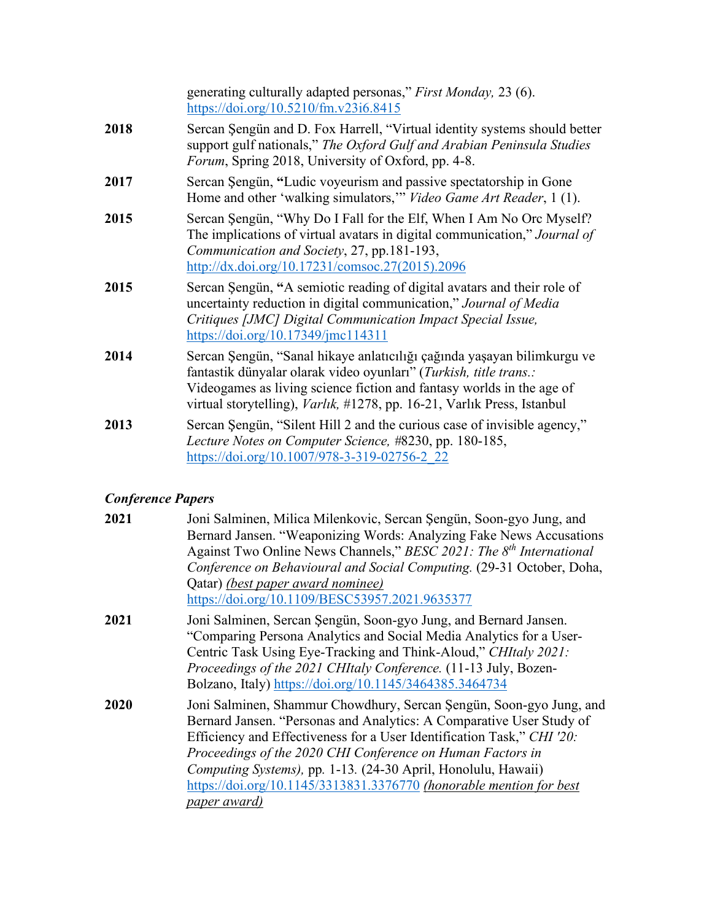generating culturally adapted personas," *First Monday,* 23 (6). https://doi.org/10.5210/fm.v23i6.8415

**2018** Sercan Şengün and D. Fox Harrell, "Virtual identity systems should better support gulf nationals," *The Oxford Gulf and Arabian Peninsula Studies Forum*, Spring 2018, University of Oxford, pp. 4-8.

**2017** Sercan Şengün, **"**Ludic voyeurism and passive spectatorship in Gone Home and other 'walking simulators,'" *Video Game Art Reader*, 1 (1).

**2015** Sercan Şengün, "Why Do I Fall for the Elf, When I Am No Orc Myself? The implications of virtual avatars in digital communication," *Journal of Communication and Society*, 27, pp.181-193, http://dx.doi.org/10.17231/comsoc.27(2015).2096

**2015** Sercan Şengün, **"**A semiotic reading of digital avatars and their role of uncertainty reduction in digital communication," *Journal of Media Critiques [JMC] Digital Communication Impact Special Issue,* https://doi.org/10.17349/jmc114311

**2014** Sercan Şengün, "Sanal hikaye anlatıcılığı çağında yaşayan bilimkurgu ve fantastik dünyalar olarak video oyunları" (*Turkish, title trans.:* Videogames as living science fiction and fantasy worlds in the age of virtual storytelling), *Varlık,* #1278, pp. 16-21, Varlık Press, Istanbul

**2013** Sercan Şengün, "Silent Hill 2 and the curious case of invisible agency," *Lecture Notes on Computer Science,* #8230, pp. 180-185, https://doi.org/10.1007/978-3-319-02756-2_22

### *Conference Papers*

**2021** Joni Salminen, Milica Milenkovic, Sercan Şengün, Soon-gyo Jung, and Bernard Jansen. "Weaponizing Words: Analyzing Fake News Accusations Against Two Online News Channels," *BESC 2021: The 8th International Conference on Behavioural and Social Computing.* (29-31 October, Doha, Qatar) *(best paper award nominee)* https://doi.org/10.1109/BESC53957.2021.9635377

**2021** Joni Salminen, Sercan Şengün, Soon-gyo Jung, and Bernard Jansen. "Comparing Persona Analytics and Social Media Analytics for a User-Centric Task Using Eye-Tracking and Think-Aloud," *CHItaly 2021: Proceedings of the 2021 CHItaly Conference.* (11-13 July, Bozen-Bolzano, Italy) https://doi.org/10.1145/3464385.3464734

**2020** Joni Salminen, Shammur Chowdhury, Sercan Şengün, Soon-gyo Jung, and Bernard Jansen. "Personas and Analytics: A Comparative User Study of Efficiency and Effectiveness for a User Identification Task," *CHI '20: Proceedings of the 2020 CHI Conference on Human Factors in Computing Systems),* pp. 1-13. (24-30 April, Honolulu, Hawaii) https://doi.org/10.1145/3313831.3376770 *(honorable mention for best paper award)*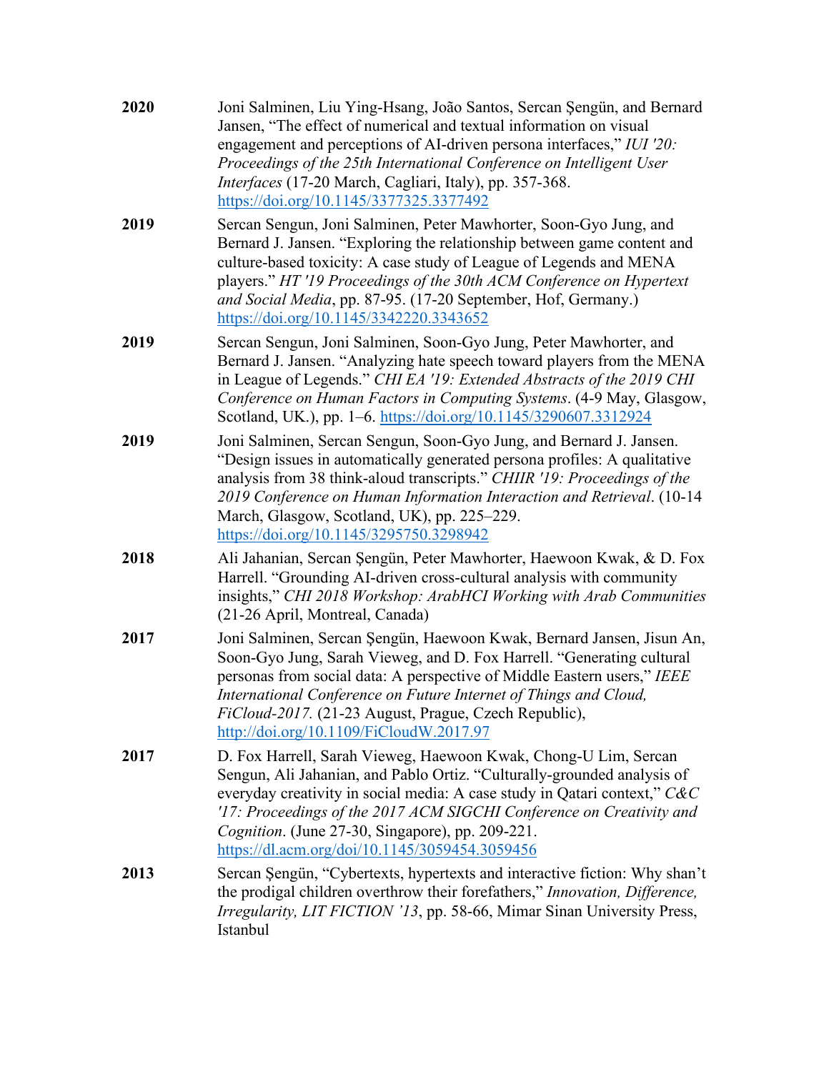**2020** Joni Salminen, Liu Ying-Hsang, João Santos, Sercan Şengün, and Bernard Jansen, "The effect of numerical and textual information on visual engagement and perceptions of AI-driven persona interfaces," *IUI '20: Proceedings of the 25th International Conference on Intelligent User Interfaces* (17-20 March, Cagliari, Italy), pp. 357-368. https://doi.org/10.1145/3377325.3377492

**2019** Sercan Sengun, Joni Salminen, Peter Mawhorter, Soon-Gyo Jung, and Bernard J. Jansen. "Exploring the relationship between game content and culture-based toxicity: A case study of League of Legends and MENA players." *HT '19 Proceedings of the 30th ACM Conference on Hypertext and Social Media*, pp. 87-95. (17-20 September, Hof, Germany.) https://doi.org/10.1145/3342220.3343652

**2019** Sercan Sengun, Joni Salminen, Soon-Gyo Jung, Peter Mawhorter, and Bernard J. Jansen. "Analyzing hate speech toward players from the MENA in League of Legends." *CHI EA '19: Extended Abstracts of the 2019 CHI Conference on Human Factors in Computing Systems*. (4-9 May, Glasgow, Scotland, UK.), pp. 1–6. https://doi.org/10.1145/3290607.3312924

**2019** Joni Salminen, Sercan Sengun, Soon-Gyo Jung, and Bernard J. Jansen. "Design issues in automatically generated persona profiles: A qualitative analysis from 38 think-aloud transcripts." *CHIIR '19: Proceedings of the 2019 Conference on Human Information Interaction and Retrieval*. (10-14 March, Glasgow, Scotland, UK), pp. 225–229. https://doi.org/10.1145/3295750.3298942

**2018** Ali Jahanian, Sercan Şengün, Peter Mawhorter, Haewoon Kwak, & D. Fox Harrell. "Grounding AI-driven cross-cultural analysis with community insights," *CHI 2018 Workshop: ArabHCI Working with Arab Communities* (21-26 April, Montreal, Canada)

**2017** Joni Salminen, Sercan Şengün, Haewoon Kwak, Bernard Jansen, Jisun An, Soon-Gyo Jung, Sarah Vieweg, and D. Fox Harrell. "Generating cultural personas from social data: A perspective of Middle Eastern users," *IEEE International Conference on Future Internet of Things and Cloud, FiCloud-2017.* (21-23 August, Prague, Czech Republic), http://doi.org/10.1109/FiCloudW.2017.97

**2017** D. Fox Harrell, Sarah Vieweg, Haewoon Kwak, Chong-U Lim, Sercan Sengun, Ali Jahanian, and Pablo Ortiz. "Culturally-grounded analysis of everyday creativity in social media: A case study in Qatari context," *C&C '17: Proceedings of the 2017 ACM SIGCHI Conference on Creativity and Cognition*. (June 27-30, Singapore), pp. 209-221. https://dl.acm.org/doi/10.1145/3059454.3059456

**2013** Sercan Şengün, "Cybertexts, hypertexts and interactive fiction: Why shan't the prodigal children overthrow their forefathers," *Innovation, Difference, Irregularity, LIT FICTION '13*, pp. 58-66, Mimar Sinan University Press, Istanbul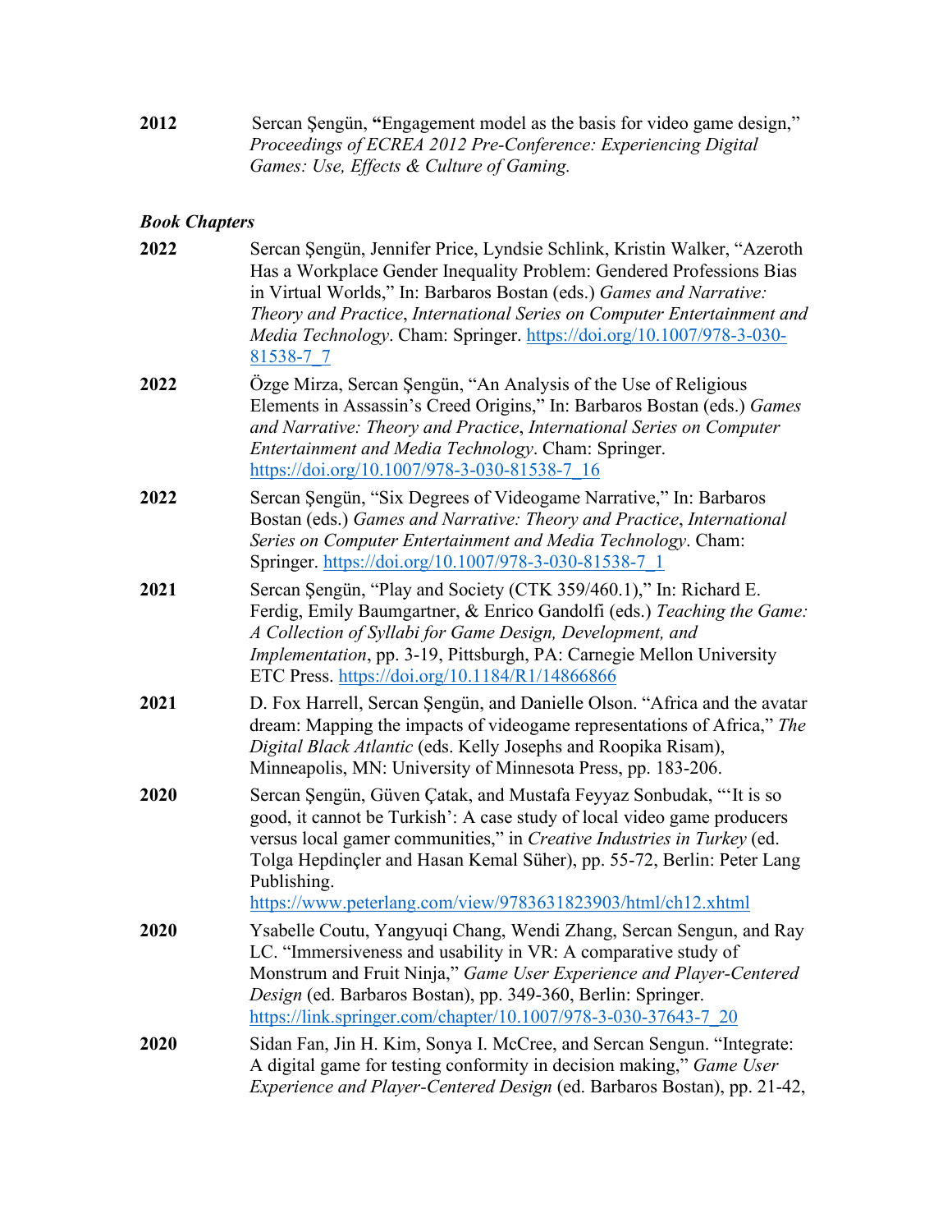**2012** Sercan Şengün, **"**Engagement model as the basis for video game design," *Proceedings of ECREA 2012 Pre-Conference: Experiencing Digital Games: Use, Effects & Culture of Gaming.*

***Book Chapters***

**2022** Sercan Şengün, Jennifer Price, Lyndsie Schlink, Kristin Walker, "Azeroth Has a Workplace Gender Inequality Problem: Gendered Professions Bias in Virtual Worlds," In: Barbaros Bostan (eds.) *Games and Narrative: Theory and Practice*, *International Series on Computer Entertainment and Media Technology*. Cham: Springer. https://doi.org/10.1007/978-3-030-81538-7_7

**2022** Özge Mirza, Sercan Şengün, "An Analysis of the Use of Religious Elements in Assassin's Creed Origins," In: Barbaros Bostan (eds.) *Games and Narrative: Theory and Practice*, *International Series on Computer Entertainment and Media Technology*. Cham: Springer. https://doi.org/10.1007/978-3-030-81538-7_16

**2022** Sercan Şengün, "Six Degrees of Videogame Narrative," In: Barbaros Bostan (eds.) *Games and Narrative: Theory and Practice*, *International Series on Computer Entertainment and Media Technology*. Cham: Springer. https://doi.org/10.1007/978-3-030-81538-7_1

**2021** Sercan Şengün, "Play and Society (CTK 359/460.1)," In: Richard E. Ferdig, Emily Baumgartner, & Enrico Gandolfi (eds.) *Teaching the Game: A Collection of Syllabi for Game Design, Development, and Implementation*, pp. 3-19, Pittsburgh, PA: Carnegie Mellon University ETC Press. https://doi.org/10.1184/R1/14866866

**2021** D. Fox Harrell, Sercan Şengün, and Danielle Olson. "Africa and the avatar dream: Mapping the impacts of videogame representations of Africa," *The Digital Black Atlantic* (eds. Kelly Josephs and Roopika Risam), Minneapolis, MN: University of Minnesota Press, pp. 183-206.

**2020** Sercan Şengün, Güven Çatak, and Mustafa Feyyaz Sonbudak, "'It is so good, it cannot be Turkish': A case study of local video game producers versus local gamer communities," in *Creative Industries in Turkey* (ed. Tolga Hepdinçler and Hasan Kemal Süher), pp. 55-72, Berlin: Peter Lang Publishing. https://www.peterlang.com/view/9783631823903/html/ch12.xhtml

**2020** Ysabelle Coutu, Yangyuqi Chang, Wendi Zhang, Sercan Sengun, and Ray LC. "Immersiveness and usability in VR: A comparative study of Monstrum and Fruit Ninja," *Game User Experience and Player-Centered Design* (ed. Barbaros Bostan), pp. 349-360, Berlin: Springer. https://link.springer.com/chapter/10.1007/978-3-030-37643-7_20

**2020** Sidan Fan, Jin H. Kim, Sonya I. McCree, and Sercan Sengun. "Integrate: A digital game for testing conformity in decision making," *Game User Experience and Player-Centered Design* (ed. Barbaros Bostan), pp. 21-42,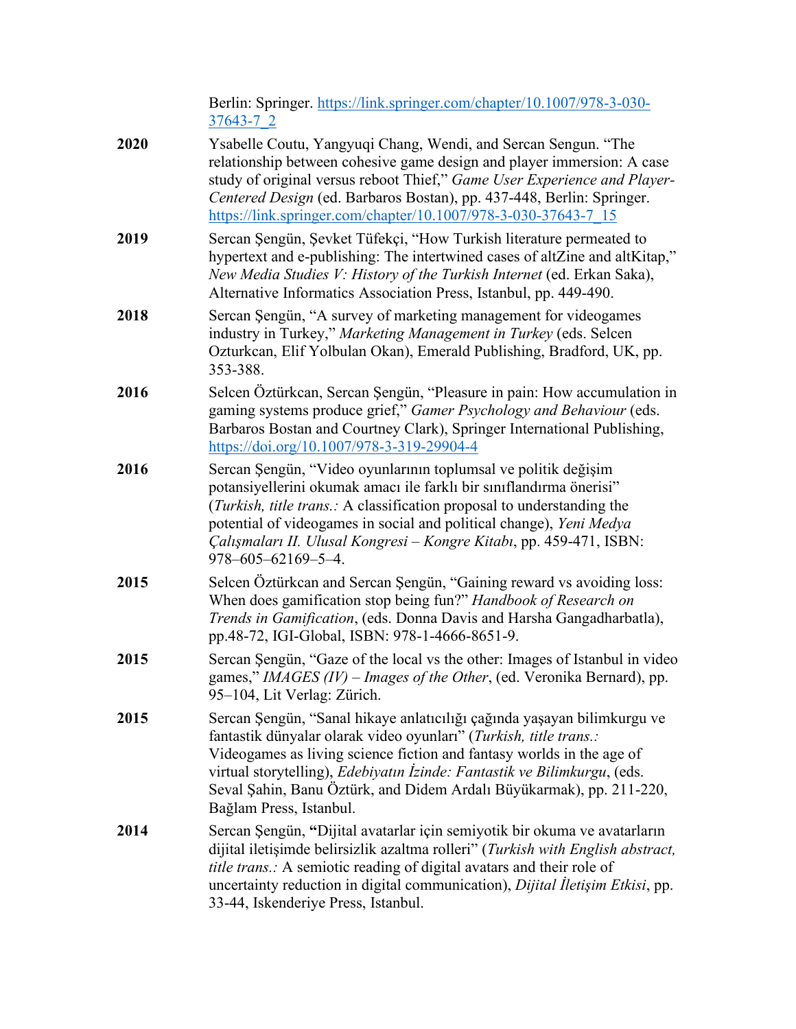Berlin: Springer. https://link.springer.com/chapter/10.1007/978-3-030-37643-7_2

**2020** Ysabelle Coutu, Yangyuqi Chang, Wendi, and Sercan Sengun. "The relationship between cohesive game design and player immersion: A case study of original versus reboot Thief," *Game User Experience and Player-Centered Design* (ed. Barbaros Bostan), pp. 437-448, Berlin: Springer. https://link.springer.com/chapter/10.1007/978-3-030-37643-7_15

**2019** Sercan Şengün, Şevket Tüfekçi, "How Turkish literature permeated to hypertext and e-publishing: The intertwined cases of altZine and altKitap," *New Media Studies V: History of the Turkish Internet* (ed. Erkan Saka), Alternative Informatics Association Press, Istanbul, pp. 449-490.

**2018** Sercan Şengün, "A survey of marketing management for videogames industry in Turkey," *Marketing Management in Turkey* (eds. Selcen Ozturkcan, Elif Yolbulan Okan), Emerald Publishing, Bradford, UK, pp. 353-388.

**2016** Selcen Öztürkcan, Sercan Şengün, "Pleasure in pain: How accumulation in gaming systems produce grief," *Gamer Psychology and Behaviour* (eds. Barbaros Bostan and Courtney Clark), Springer International Publishing, https://doi.org/10.1007/978-3-319-29904-4

**2016** Sercan Şengün, "Video oyunlarının toplumsal ve politik değişim potansiyellerini okumak amacı ile farklı bir sınıflandırma önerisi" (*Turkish, title trans.:* A classification proposal to understanding the potential of videogames in social and political change), *Yeni Medya Çalışmaları II. Ulusal Kongresi – Kongre Kitabı*, pp. 459-471, ISBN: 978–605–62169–5–4.

**2015** Selcen Öztürkcan and Sercan Şengün, "Gaining reward vs avoiding loss: When does gamification stop being fun?" *Handbook of Research on Trends in Gamification*, (eds. Donna Davis and Harsha Gangadharbatla), pp.48-72, IGI-Global, ISBN: 978-1-4666-8651-9.

**2015** Sercan Şengün, "Gaze of the local vs the other: Images of Istanbul in video games," *IMAGES (IV) – Images of the Other*, (ed. Veronika Bernard), pp. 95–104, Lit Verlag: Zürich.

**2015** Sercan Şengün, "Sanal hikaye anlatıcılığı çağında yaşayan bilimkurgu ve fantastik dünyalar olarak video oyunları" (*Turkish, title trans.:* Videogames as living science fiction and fantasy worlds in the age of virtual storytelling), *Edebiyatın İzinde: Fantastik ve Bilimkurgu*, (eds. Seval Şahin, Banu Öztürk, and Didem Ardalı Büyükarmak), pp. 211-220, Bağlam Press, Istanbul.

**2014** Sercan Şengün, "Dijital avatarlar için semiyotik bir okuma ve avatarların dijital iletişimde belirsizlik azaltma rolleri" (*Turkish with English abstract, title trans.:* A semiotic reading of digital avatars and their role of uncertainty reduction in digital communication), *Dijital İletişim Etkisi*, pp. 33-44, Iskenderiye Press, Istanbul.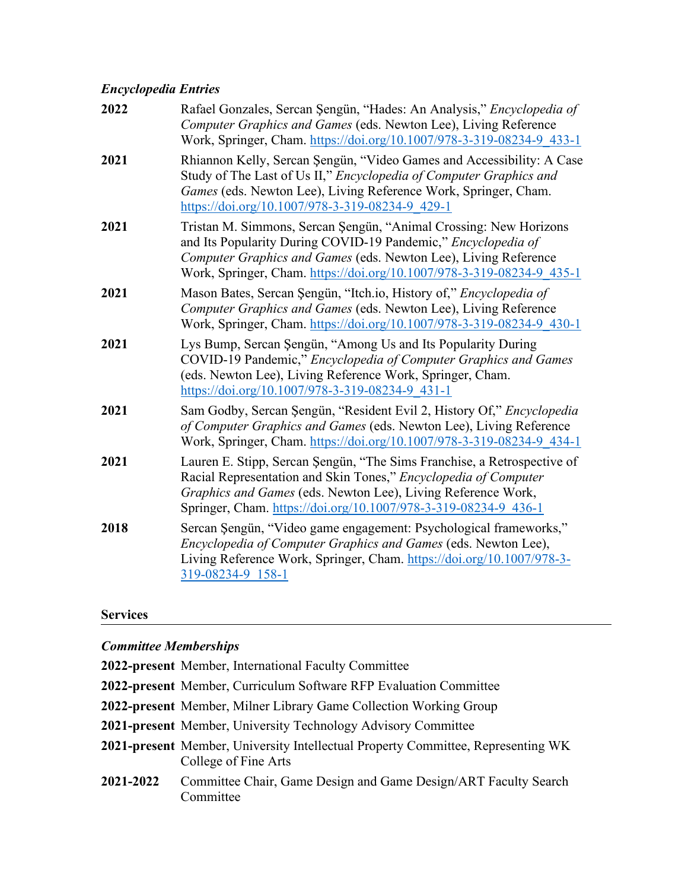### *Encyclopedia Entries*

**2022** Rafael Gonzales, Sercan Şengün, "Hades: An Analysis," *Encyclopedia of Computer Graphics and Games* (eds. Newton Lee), Living Reference Work, Springer, Cham. https://doi.org/10.1007/978-3-319-08234-9_433-1

**2021** Rhiannon Kelly, Sercan Şengün, "Video Games and Accessibility: A Case Study of The Last of Us II," *Encyclopedia of Computer Graphics and Games* (eds. Newton Lee), Living Reference Work, Springer, Cham. https://doi.org/10.1007/978-3-319-08234-9_429-1

**2021** Tristan M. Simmons, Sercan Şengün, "Animal Crossing: New Horizons and Its Popularity During COVID-19 Pandemic," *Encyclopedia of Computer Graphics and Games* (eds. Newton Lee), Living Reference Work, Springer, Cham. https://doi.org/10.1007/978-3-319-08234-9_435-1

**2021** Mason Bates, Sercan Şengün, "Itch.io, History of," *Encyclopedia of Computer Graphics and Games* (eds. Newton Lee), Living Reference Work, Springer, Cham. https://doi.org/10.1007/978-3-319-08234-9_430-1

**2021** Lys Bump, Sercan Şengün, "Among Us and Its Popularity During COVID-19 Pandemic," *Encyclopedia of Computer Graphics and Games* (eds. Newton Lee), Living Reference Work, Springer, Cham. https://doi.org/10.1007/978-3-319-08234-9_431-1

**2021** Sam Godby, Sercan Şengün, "Resident Evil 2, History Of," *Encyclopedia of Computer Graphics and Games* (eds. Newton Lee), Living Reference Work, Springer, Cham. https://doi.org/10.1007/978-3-319-08234-9_434-1

**2021** Lauren E. Stipp, Sercan Şengün, "The Sims Franchise, a Retrospective of Racial Representation and Skin Tones," *Encyclopedia of Computer Graphics and Games* (eds. Newton Lee), Living Reference Work, Springer, Cham. https://doi.org/10.1007/978-3-319-08234-9_436-1

**2018** Sercan Şengün, "Video game engagement: Psychological frameworks," *Encyclopedia of Computer Graphics and Games* (eds. Newton Lee), Living Reference Work, Springer, Cham. https://doi.org/10.1007/978-3-319-08234-9_158-1

## Services

### *Committee Memberships*

**2022-present** Member, International Faculty Committee

**2022-present** Member, Curriculum Software RFP Evaluation Committee

**2022-present** Member, Milner Library Game Collection Working Group

**2021-present** Member, University Technology Advisory Committee

**2021-present** Member, University Intellectual Property Committee, Representing WK College of Fine Arts

**2021-2022** Committee Chair, Game Design and Game Design/ART Faculty Search Committee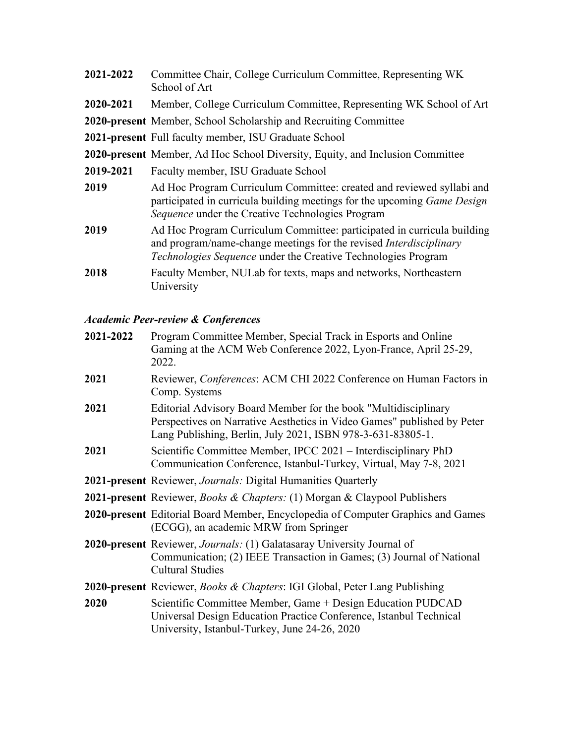**2021-2022** Committee Chair, College Curriculum Committee, Representing WK School of Art

**2020-2021** Member, College Curriculum Committee, Representing WK School of Art

**2020-present** Member, School Scholarship and Recruiting Committee

**2021-present** Full faculty member, ISU Graduate School

**2020-present** Member, Ad Hoc School Diversity, Equity, and Inclusion Committee

**2019-2021** Faculty member, ISU Graduate School

**2019** Ad Hoc Program Curriculum Committee: created and reviewed syllabi and participated in curricula building meetings for the upcoming *Game Design Sequence* under the Creative Technologies Program

**2019** Ad Hoc Program Curriculum Committee: participated in curricula building and program/name-change meetings for the revised *Interdisciplinary Technologies Sequence* under the Creative Technologies Program

**2018** Faculty Member, NULab for texts, maps and networks, Northeastern University

### *Academic Peer-review & Conferences*

**2021-2022** Program Committee Member, Special Track in Esports and Online Gaming at the ACM Web Conference 2022, Lyon-France, April 25-29, 2022.

**2021** Reviewer, *Conferences*: ACM CHI 2022 Conference on Human Factors in Comp. Systems

**2021** Editorial Advisory Board Member for the book "Multidisciplinary Perspectives on Narrative Aesthetics in Video Games" published by Peter Lang Publishing, Berlin, July 2021, ISBN 978-3-631-83805-1.

**2021** Scientific Committee Member, IPCC 2021 – Interdisciplinary PhD Communication Conference, Istanbul-Turkey, Virtual, May 7-8, 2021

**2021-present** Reviewer, *Journals:* Digital Humanities Quarterly

**2021-present** Reviewer, *Books & Chapters:* (1) Morgan & Claypool Publishers

**2020-present** Editorial Board Member, Encyclopedia of Computer Graphics and Games (ECGG), an academic MRW from Springer

**2020-present** Reviewer, *Journals:* (1) Galatasaray University Journal of Communication; (2) IEEE Transaction in Games; (3) Journal of National Cultural Studies

**2020-present** Reviewer, *Books & Chapters*: IGI Global, Peter Lang Publishing

**2020** Scientific Committee Member, Game + Design Education PUDCAD Universal Design Education Practice Conference, Istanbul Technical University, Istanbul-Turkey, June 24-26, 2020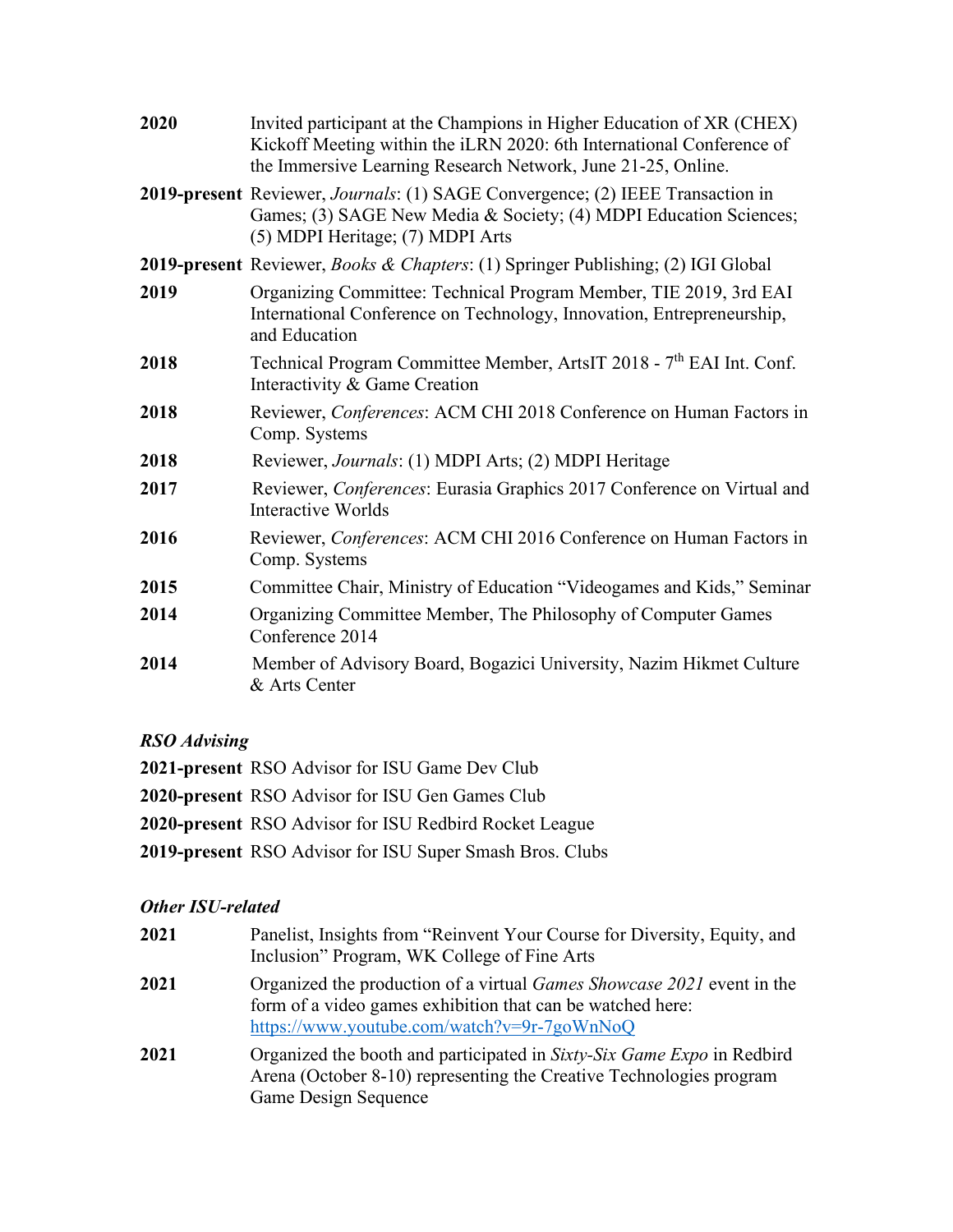| | |
|---|---|
| **2020** | Invited participant at the Champions in Higher Education of XR (CHEX) Kickoff Meeting within the iLRN 2020: 6th International Conference of the Immersive Learning Research Network, June 21-25, Online. |
| **2019-present** | Reviewer, *Journals*: (1) SAGE Convergence; (2) IEEE Transaction in Games; (3) SAGE New Media & Society; (4) MDPI Education Sciences; (5) MDPI Heritage; (7) MDPI Arts |
| **2019-present** | Reviewer, *Books & Chapters*: (1) Springer Publishing; (2) IGI Global |
| **2019** | Organizing Committee: Technical Program Member, TIE 2019, 3rd EAI International Conference on Technology, Innovation, Entrepreneurship, and Education |
| **2018** | Technical Program Committee Member, ArtsIT 2018 - 7th EAI Int. Conf. Interactivity & Game Creation |
| **2018** | Reviewer, *Conferences*: ACM CHI 2018 Conference on Human Factors in Comp. Systems |
| **2018** | Reviewer, *Journals*: (1) MDPI Arts; (2) MDPI Heritage |
| **2017** | Reviewer, *Conferences*: Eurasia Graphics 2017 Conference on Virtual and Interactive Worlds |
| **2016** | Reviewer, *Conferences*: ACM CHI 2016 Conference on Human Factors in Comp. Systems |
| **2015** | Committee Chair, Ministry of Education "Videogames and Kids," Seminar |
| **2014** | Organizing Committee Member, The Philosophy of Computer Games Conference 2014 |
| **2014** | Member of Advisory Board, Bogazici University, Nazim Hikmet Culture & Arts Center |

### *RSO Advising*

| | |
|---|---|
| **2021-present** | RSO Advisor for ISU Game Dev Club |
| **2020-present** | RSO Advisor for ISU Gen Games Club |
| **2020-present** | RSO Advisor for ISU Redbird Rocket League |
| **2019-present** | RSO Advisor for ISU Super Smash Bros. Clubs |

### *Other ISU-related*

| | |
|---|---|
| **2021** | Panelist, Insights from "Reinvent Your Course for Diversity, Equity, and Inclusion" Program, WK College of Fine Arts |
| **2021** | Organized the production of a virtual *Games Showcase 2021* event in the form of a video games exhibition that can be watched here: https://www.youtube.com/watch?v=9r-7goWnNoQ |
| **2021** | Organized the booth and participated in *Sixty-Six Game Expo* in Redbird Arena (October 8-10) representing the Creative Technologies program Game Design Sequence |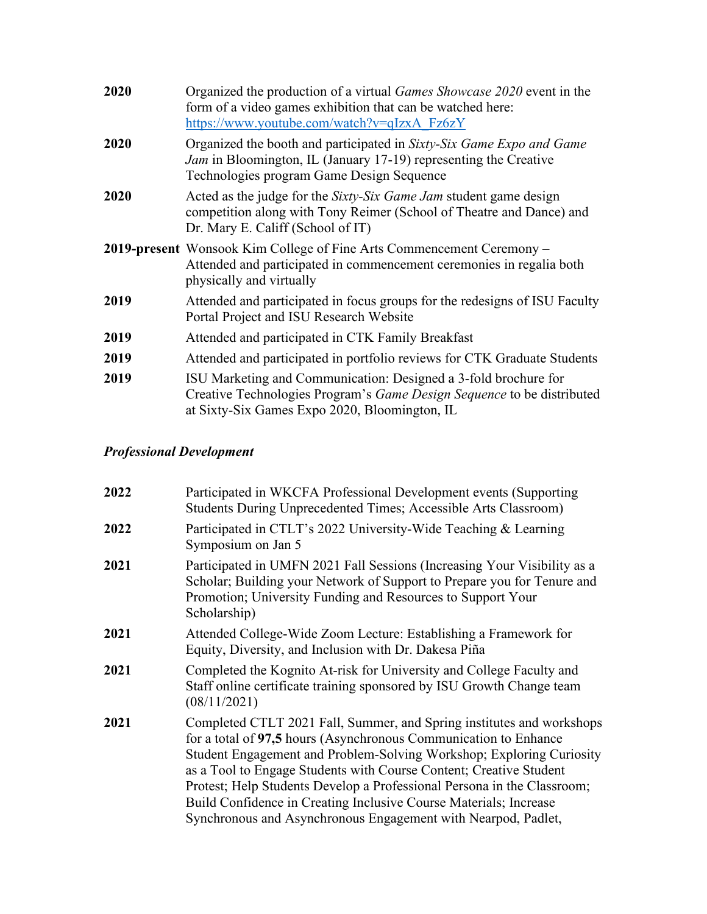**2020** Organized the production of a virtual *Games Showcase 2020* event in the form of a video games exhibition that can be watched here: https://www.youtube.com/watch?v=qIzxA_Fz6zY

**2020** Organized the booth and participated in *Sixty-Six Game Expo and Game Jam* in Bloomington, IL (January 17-19) representing the Creative Technologies program Game Design Sequence

**2020** Acted as the judge for the *Sixty-Six Game Jam* student game design competition along with Tony Reimer (School of Theatre and Dance) and Dr. Mary E. Califf (School of IT)

**2019-present** Wonsook Kim College of Fine Arts Commencement Ceremony – Attended and participated in commencement ceremonies in regalia both physically and virtually

**2019** Attended and participated in focus groups for the redesigns of ISU Faculty Portal Project and ISU Research Website

**2019** Attended and participated in CTK Family Breakfast

**2019** Attended and participated in portfolio reviews for CTK Graduate Students

**2019** ISU Marketing and Communication: Designed a 3-fold brochure for Creative Technologies Program's *Game Design Sequence* to be distributed at Sixty-Six Games Expo 2020, Bloomington, IL

### *Professional Development*

**2022** Participated in WKCFA Professional Development events (Supporting Students During Unprecedented Times; Accessible Arts Classroom)

**2022** Participated in CTLT's 2022 University-Wide Teaching & Learning Symposium on Jan 5

**2021** Participated in UMFN 2021 Fall Sessions (Increasing Your Visibility as a Scholar; Building your Network of Support to Prepare you for Tenure and Promotion; University Funding and Resources to Support Your Scholarship)

**2021** Attended College-Wide Zoom Lecture: Establishing a Framework for Equity, Diversity, and Inclusion with Dr. Dakesa Piña

**2021** Completed the Kognito At-risk for University and College Faculty and Staff online certificate training sponsored by ISU Growth Change team (08/11/2021)

**2021** Completed CTLT 2021 Fall, Summer, and Spring institutes and workshops for a total of **97,5** hours (Asynchronous Communication to Enhance Student Engagement and Problem-Solving Workshop; Exploring Curiosity as a Tool to Engage Students with Course Content; Creative Student Protest; Help Students Develop a Professional Persona in the Classroom; Build Confidence in Creating Inclusive Course Materials; Increase Synchronous and Asynchronous Engagement with Nearpod, Padlet,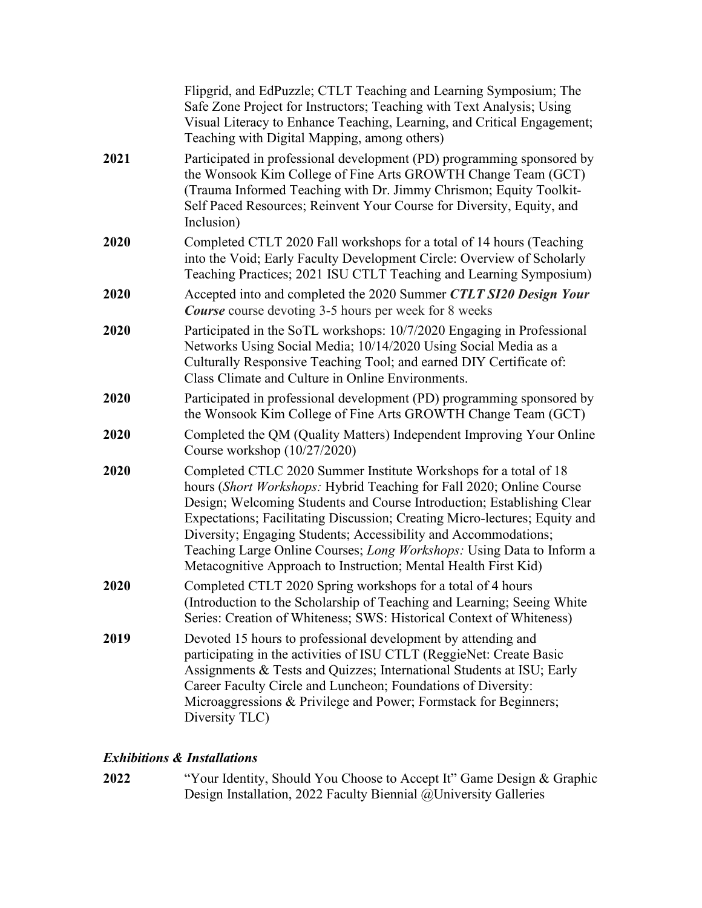Flipgrid, and EdPuzzle; CTLT Teaching and Learning Symposium; The Safe Zone Project for Instructors; Teaching with Text Analysis; Using Visual Literacy to Enhance Teaching, Learning, and Critical Engagement; Teaching with Digital Mapping, among others)

**2021** Participated in professional development (PD) programming sponsored by the Wonsook Kim College of Fine Arts GROWTH Change Team (GCT) (Trauma Informed Teaching with Dr. Jimmy Chrismon; Equity Toolkit-Self Paced Resources; Reinvent Your Course for Diversity, Equity, and Inclusion)

**2020** Completed CTLT 2020 Fall workshops for a total of 14 hours (Teaching into the Void; Early Faculty Development Circle: Overview of Scholarly Teaching Practices; 2021 ISU CTLT Teaching and Learning Symposium)

**2020** Accepted into and completed the 2020 Summer ***CTLT SI20 Design Your Course*** course devoting 3-5 hours per week for 8 weeks

**2020** Participated in the SoTL workshops: 10/7/2020 Engaging in Professional Networks Using Social Media; 10/14/2020 Using Social Media as a Culturally Responsive Teaching Tool; and earned DIY Certificate of: Class Climate and Culture in Online Environments.

**2020** Participated in professional development (PD) programming sponsored by the Wonsook Kim College of Fine Arts GROWTH Change Team (GCT)

**2020** Completed the QM (Quality Matters) Independent Improving Your Online Course workshop (10/27/2020)

**2020** Completed CTLC 2020 Summer Institute Workshops for a total of 18 hours (*Short Workshops:* Hybrid Teaching for Fall 2020; Online Course Design; Welcoming Students and Course Introduction; Establishing Clear Expectations; Facilitating Discussion; Creating Micro-lectures; Equity and Diversity; Engaging Students; Accessibility and Accommodations; Teaching Large Online Courses; *Long Workshops:* Using Data to Inform a Metacognitive Approach to Instruction; Mental Health First Kid)

**2020** Completed CTLT 2020 Spring workshops for a total of 4 hours (Introduction to the Scholarship of Teaching and Learning; Seeing White Series: Creation of Whiteness; SWS: Historical Context of Whiteness)

**2019** Devoted 15 hours to professional development by attending and participating in the activities of ISU CTLT (ReggieNet: Create Basic Assignments & Tests and Quizzes; International Students at ISU; Early Career Faculty Circle and Luncheon; Foundations of Diversity: Microaggressions & Privilege and Power; Formstack for Beginners; Diversity TLC)

### *Exhibitions & Installations*

**2022** "Your Identity, Should You Choose to Accept It" Game Design & Graphic Design Installation, 2022 Faculty Biennial @University Galleries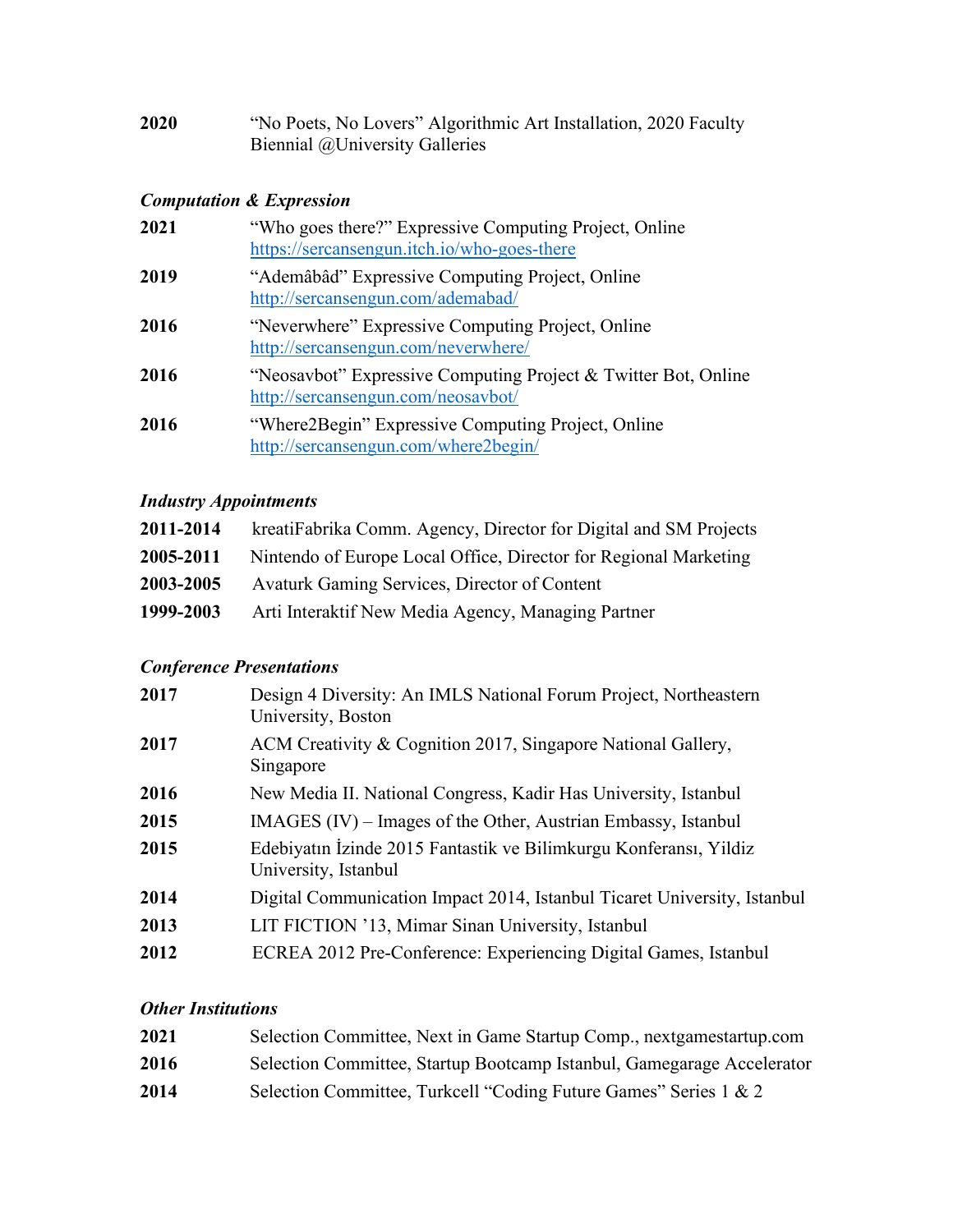**2020** "No Poets, No Lovers" Algorithmic Art Installation, 2020 Faculty Biennial @University Galleries

### *Computation & Expression*

**2021** "Who goes there?" Expressive Computing Project, Online
https://sercansengun.itch.io/who-goes-there

**2019** "Ademâbâd" Expressive Computing Project, Online
http://sercansengun.com/ademabad/

**2016** "Neverwhere" Expressive Computing Project, Online
http://sercansengun.com/neverwhere/

**2016** "Neosavbot" Expressive Computing Project & Twitter Bot, Online
http://sercansengun.com/neosavbot/

**2016** "Where2Begin" Expressive Computing Project, Online
http://sercansengun.com/where2begin/

### *Industry Appointments*

**2011-2014** kreatiFabrika Comm. Agency, Director for Digital and SM Projects

**2005-2011** Nintendo of Europe Local Office, Director for Regional Marketing

**2003-2005** Avaturk Gaming Services, Director of Content

**1999-2003** Arti Interaktif New Media Agency, Managing Partner

### *Conference Presentations*

**2017** Design 4 Diversity: An IMLS National Forum Project, Northeastern University, Boston

**2017** ACM Creativity & Cognition 2017, Singapore National Gallery, Singapore

**2016** New Media II. National Congress, Kadir Has University, Istanbul

**2015** IMAGES (IV) – Images of the Other, Austrian Embassy, Istanbul

**2015** Edebiyatın İzinde 2015 Fantastik ve Bilimkurgu Konferansı, Yildiz University, Istanbul

**2014** Digital Communication Impact 2014, Istanbul Ticaret University, Istanbul

**2013** LIT FICTION '13, Mimar Sinan University, Istanbul

**2012** ECREA 2012 Pre-Conference: Experiencing Digital Games, Istanbul

### *Other Institutions*

**2021** Selection Committee, Next in Game Startup Comp., nextgamestartup.com

**2016** Selection Committee, Startup Bootcamp Istanbul, Gamegarage Accelerator

**2014** Selection Committee, Turkcell "Coding Future Games" Series 1 & 2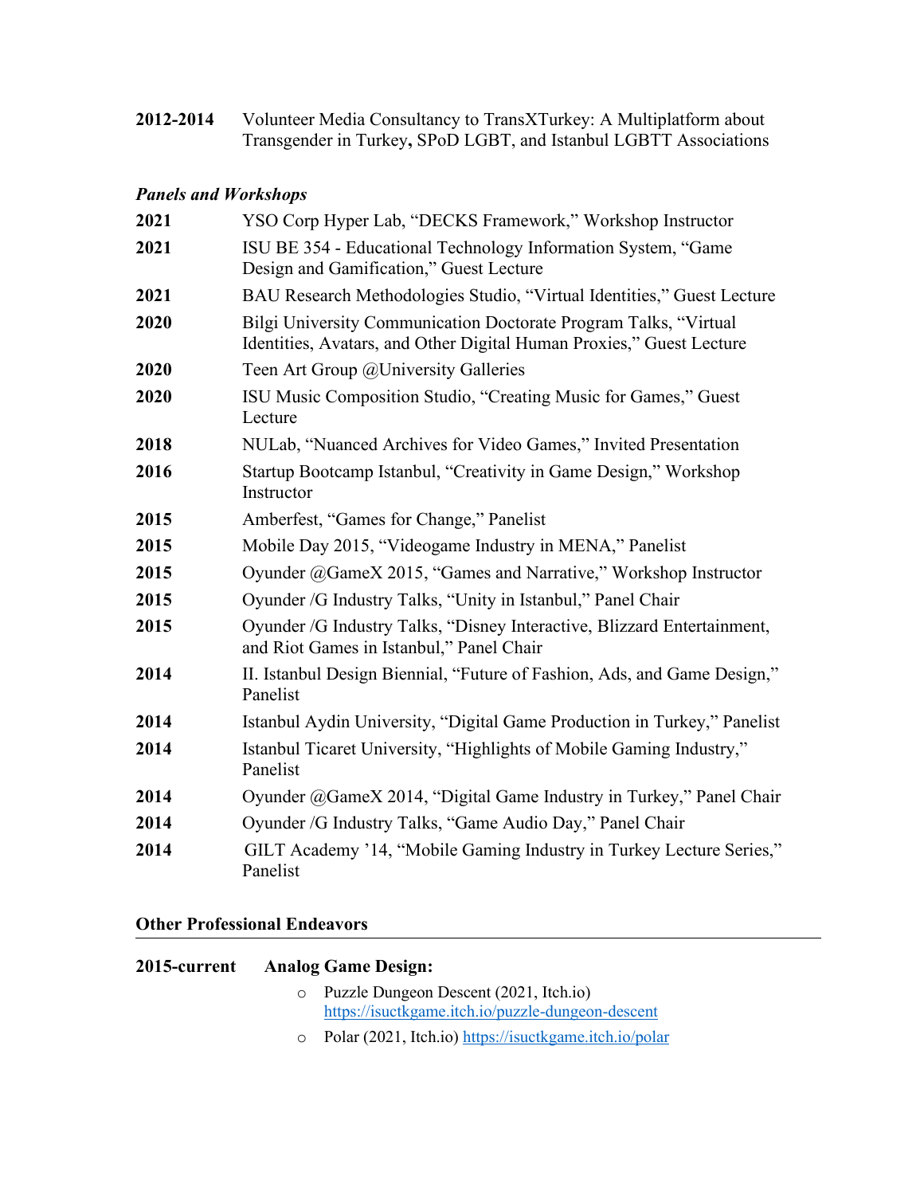**2012-2014** Volunteer Media Consultancy to TransXTurkey: A Multiplatform about Transgender in Turkey**,** SPoD LGBT, and Istanbul LGBTT Associations

### *Panels and Workshops*

**2021** YSO Corp Hyper Lab, "DECKS Framework," Workshop Instructor

**2021** ISU BE 354 - Educational Technology Information System, "Game Design and Gamification," Guest Lecture

**2021** BAU Research Methodologies Studio, "Virtual Identities," Guest Lecture

**2020** Bilgi University Communication Doctorate Program Talks, "Virtual Identities, Avatars, and Other Digital Human Proxies," Guest Lecture

**2020** Teen Art Group @University Galleries

**2020** ISU Music Composition Studio, "Creating Music for Games," Guest Lecture

**2018** NULab, "Nuanced Archives for Video Games," Invited Presentation

**2016** Startup Bootcamp Istanbul, "Creativity in Game Design," Workshop Instructor

**2015** Amberfest, "Games for Change," Panelist

**2015** Mobile Day 2015, "Videogame Industry in MENA," Panelist

**2015** Oyunder @GameX 2015, "Games and Narrative," Workshop Instructor

**2015** Oyunder /G Industry Talks, "Unity in Istanbul," Panel Chair

**2015** Oyunder /G Industry Talks, "Disney Interactive, Blizzard Entertainment, and Riot Games in Istanbul," Panel Chair

**2014** II. Istanbul Design Biennial, "Future of Fashion, Ads, and Game Design," Panelist

**2014** Istanbul Aydin University, "Digital Game Production in Turkey," Panelist

**2014** Istanbul Ticaret University, "Highlights of Mobile Gaming Industry," Panelist

**2014** Oyunder @GameX 2014, "Digital Game Industry in Turkey," Panel Chair

**2014** Oyunder /G Industry Talks, "Game Audio Day," Panel Chair

**2014** GILT Academy '14, "Mobile Gaming Industry in Turkey Lecture Series," Panelist

## Other Professional Endeavors

**2015-current** **Analog Game Design:**

- Puzzle Dungeon Descent (2021, Itch.io) https://isuctkgame.itch.io/puzzle-dungeon-descent
- Polar (2021, Itch.io) https://isuctkgame.itch.io/polar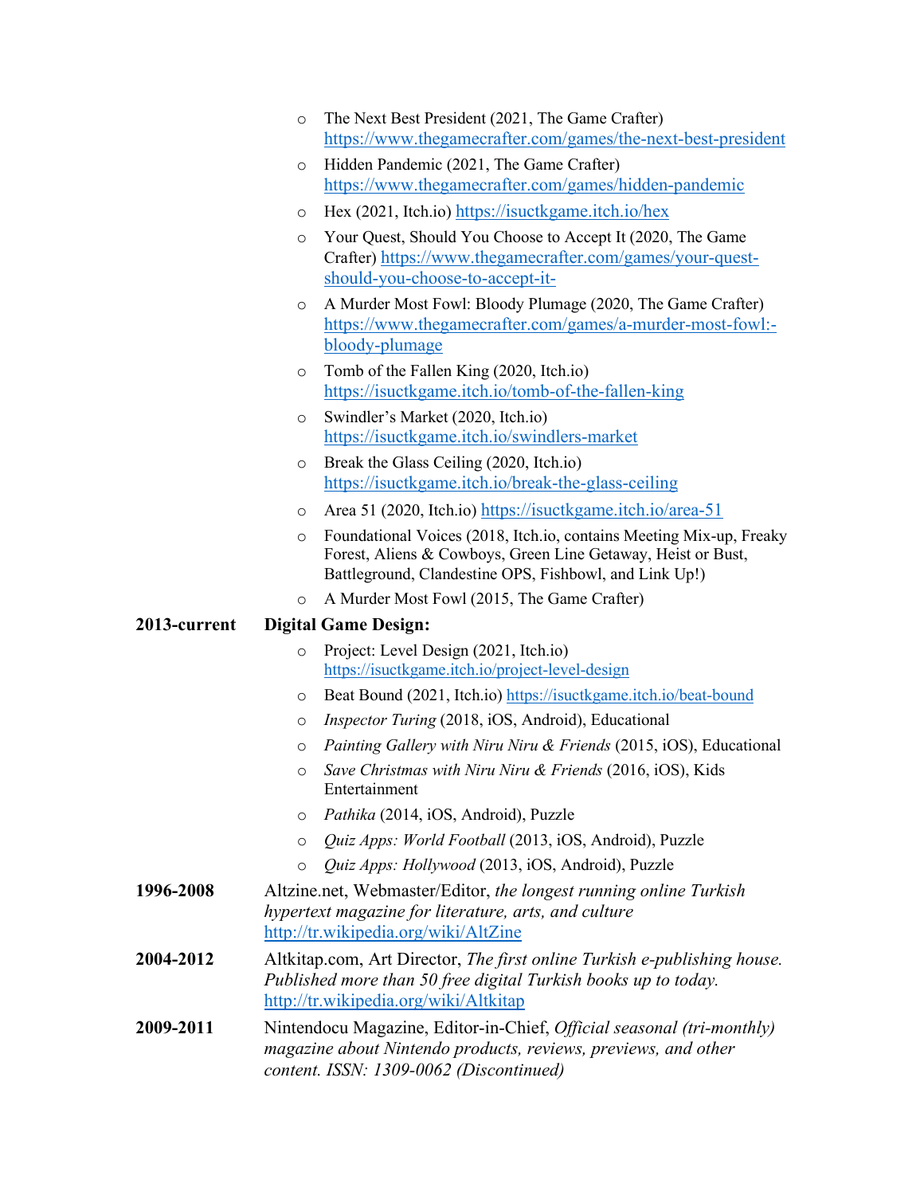- The Next Best President (2021, The Game Crafter) https://www.thegamecrafter.com/games/the-next-best-president
- Hidden Pandemic (2021, The Game Crafter) https://www.thegamecrafter.com/games/hidden-pandemic
- Hex (2021, Itch.io) https://isuctkgame.itch.io/hex
- Your Quest, Should You Choose to Accept It (2020, The Game Crafter) https://www.thegamecrafter.com/games/your-quest-should-you-choose-to-accept-it-
- A Murder Most Fowl: Bloody Plumage (2020, The Game Crafter) https://www.thegamecrafter.com/games/a-murder-most-fowl:-bloody-plumage
- Tomb of the Fallen King (2020, Itch.io) https://isuctkgame.itch.io/tomb-of-the-fallen-king
- Swindler's Market (2020, Itch.io) https://isuctkgame.itch.io/swindlers-market
- Break the Glass Ceiling (2020, Itch.io) https://isuctkgame.itch.io/break-the-glass-ceiling
- Area 51 (2020, Itch.io) https://isuctkgame.itch.io/area-51
- Foundational Voices (2018, Itch.io, contains Meeting Mix-up, Freaky Forest, Aliens & Cowboys, Green Line Getaway, Heist or Bust, Battleground, Clandestine OPS, Fishbowl, and Link Up!)
- A Murder Most Fowl (2015, The Game Crafter)

**2013-current** **Digital Game Design:**

- Project: Level Design (2021, Itch.io) https://isuctkgame.itch.io/project-level-design
- Beat Bound (2021, Itch.io) https://isuctkgame.itch.io/beat-bound
- *Inspector Turing* (2018, iOS, Android), Educational
- *Painting Gallery with Niru Niru & Friends* (2015, iOS), Educational
- *Save Christmas with Niru Niru & Friends* (2016, iOS), Kids Entertainment
- *Pathika* (2014, iOS, Android), Puzzle
- *Quiz Apps: World Football* (2013, iOS, Android), Puzzle
- *Quiz Apps: Hollywood* (2013, iOS, Android), Puzzle

**1996-2008** Altzine.net, Webmaster/Editor, *the longest running online Turkish hypertext magazine for literature, arts, and culture* http://tr.wikipedia.org/wiki/AltZine

**2004-2012** Altkitap.com, Art Director, *The first online Turkish e-publishing house. Published more than 50 free digital Turkish books up to today.* http://tr.wikipedia.org/wiki/Altkitap

**2009-2011** Nintendocu Magazine, Editor-in-Chief, *Official seasonal (tri-monthly) magazine about Nintendo products, reviews, previews, and other content. ISSN: 1309-0062 (Discontinued)*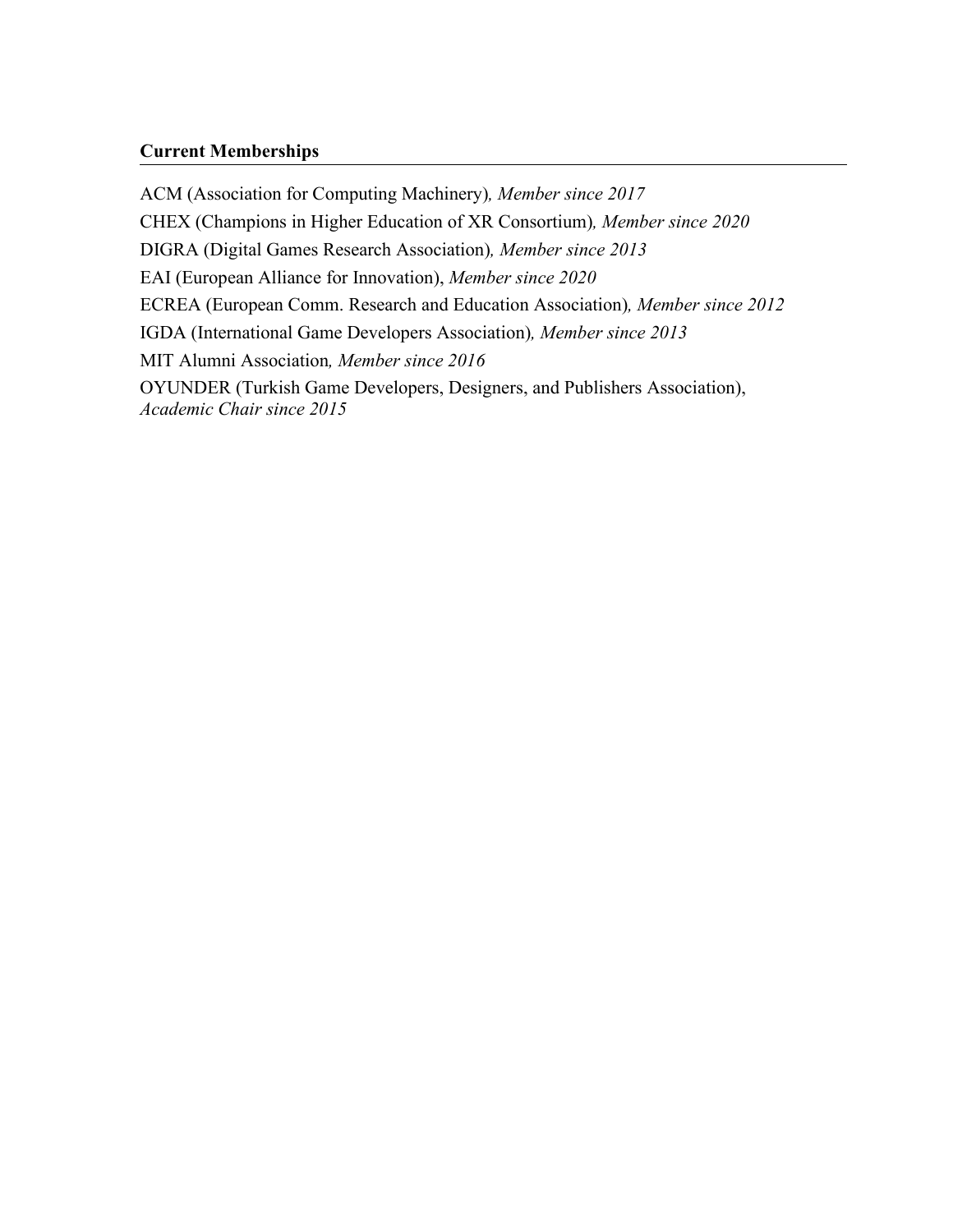### Current Memberships

ACM (Association for Computing Machinery), *Member since 2017*
CHEX (Champions in Higher Education of XR Consortium), *Member since 2020*
DIGRA (Digital Games Research Association), *Member since 2013*
EAI (European Alliance for Innovation), *Member since 2020*
ECREA (European Comm. Research and Education Association), *Member since 2012*
IGDA (International Game Developers Association), *Member since 2013*
MIT Alumni Association, *Member since 2016*
OYUNDER (Turkish Game Developers, Designers, and Publishers Association), *Academic Chair since 2015*